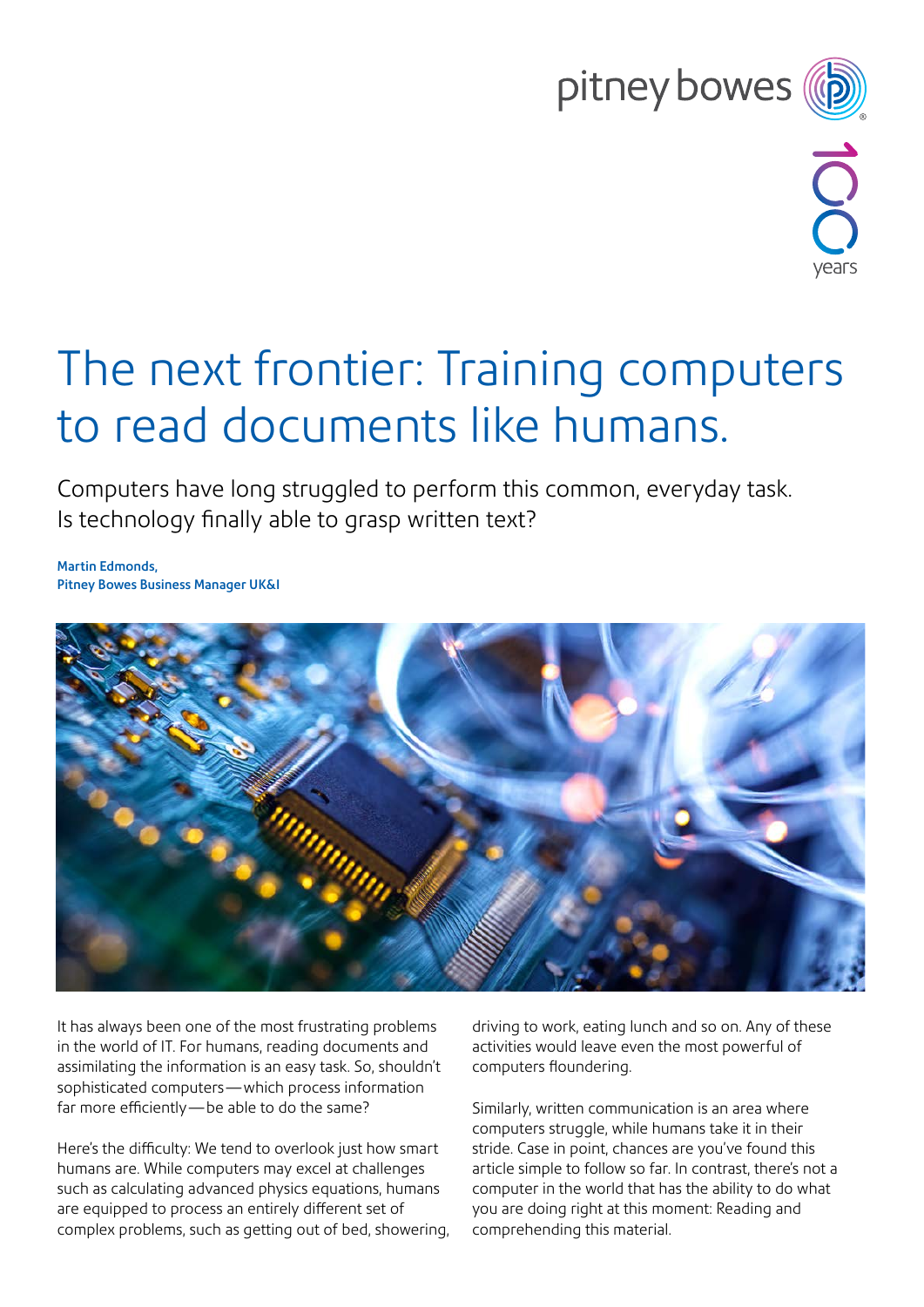# The next frontier: Training computers to read documents like humans.

Computers have long struggled to perform this common, everyday task. Is technology finally able to grasp written text?

**Martin Edmonds,**
**Pitney Bowes Business Manager UK&I**

It has always been one of the most frustrating problems in the world of IT. For humans, reading documents and assimilating the information is an easy task. So, shouldn't sophisticated computers — which process information far more efficiently — be able to do the same?

Here's the difficulty: We tend to overlook just how smart humans are. While computers may excel at challenges such as calculating advanced physics equations, humans are equipped to process an entirely different set of complex problems, such as getting out of bed, showering, driving to work, eating lunch and so on. Any of these activities would leave even the most powerful of computers floundering.

Similarly, written communication is an area where computers struggle, while humans take it in their stride. Case in point, chances are you've found this article simple to follow so far. In contrast, there's not a computer in the world that has the ability to do what you are doing right at this moment: Reading and comprehending this material.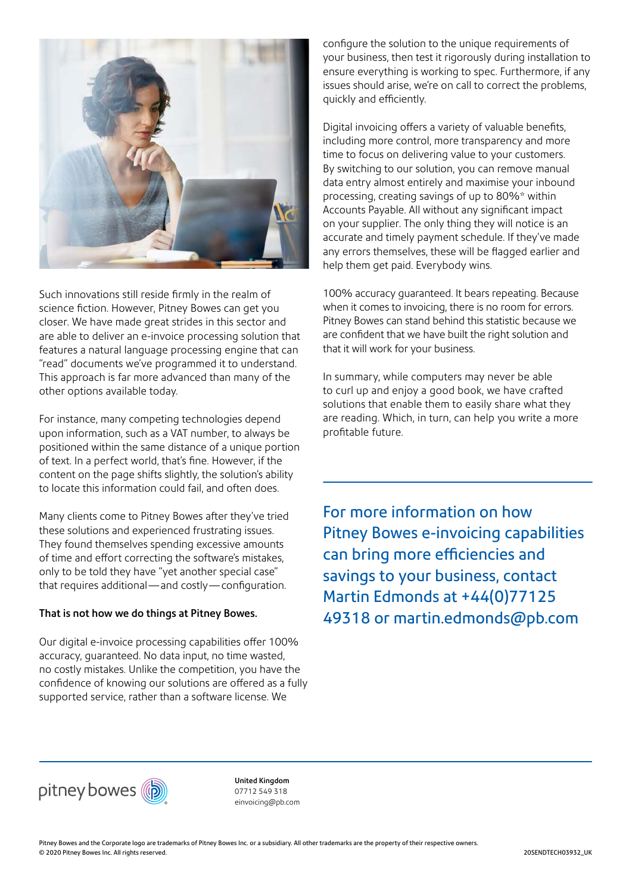Such innovations still reside firmly in the realm of science fiction. However, Pitney Bowes can get you closer. We have made great strides in this sector and are able to deliver an e-invoice processing solution that features a natural language processing engine that can "read" documents we've programmed it to understand. This approach is far more advanced than many of the other options available today.

For instance, many competing technologies depend upon information, such as a VAT number, to always be positioned within the same distance of a unique portion of text. In a perfect world, that's fine. However, if the content on the page shifts slightly, the solution's ability to locate this information could fail, and often does.

Many clients come to Pitney Bowes after they've tried these solutions and experienced frustrating issues. They found themselves spending excessive amounts of time and effort correcting the software's mistakes, only to be told they have "yet another special case" that requires additional — and costly — configuration.

**That is not how we do things at Pitney Bowes.**

Our digital e-invoice processing capabilities offer 100% accuracy, guaranteed. No data input, no time wasted, no costly mistakes. Unlike the competition, you have the confidence of knowing our solutions are offered as a fully supported service, rather than a software license. We configure the solution to the unique requirements of your business, then test it rigorously during installation to ensure everything is working to spec. Furthermore, if any issues should arise, we're on call to correct the problems, quickly and efficiently.

Digital invoicing offers a variety of valuable benefits, including more control, more transparency and more time to focus on delivering value to your customers. By switching to our solution, you can remove manual data entry almost entirely and maximise your inbound processing, creating savings of up to 80%* within Accounts Payable. All without any significant impact on your supplier. The only thing they will notice is an accurate and timely payment schedule. If they've made any errors themselves, these will be flagged earlier and help them get paid. Everybody wins.

100% accuracy guaranteed. It bears repeating. Because when it comes to invoicing, there is no room for errors. Pitney Bowes can stand behind this statistic because we are confident that we have built the right solution and that it will work for your business.

In summary, while computers may never be able to curl up and enjoy a good book, we have crafted solutions that enable them to easily share what they are reading. Which, in turn, can help you write a more profitable future.

## For more information on how Pitney Bowes e-invoicing capabilities can bring more efficiencies and savings to your business, contact Martin Edmonds at +44(0)77125 49318 or martin.edmonds@pb.com

pitney bowes

**United Kingdom**
07712 549 318
einvoicing@pb.com

Pitney Bowes and the Corporate logo are trademarks of Pitney Bowes Inc. or a subsidiary. All other trademarks are the property of their respective owners.
© 2020 Pitney Bowes Inc. All rights reserved.

20SENDTECH03932_UK